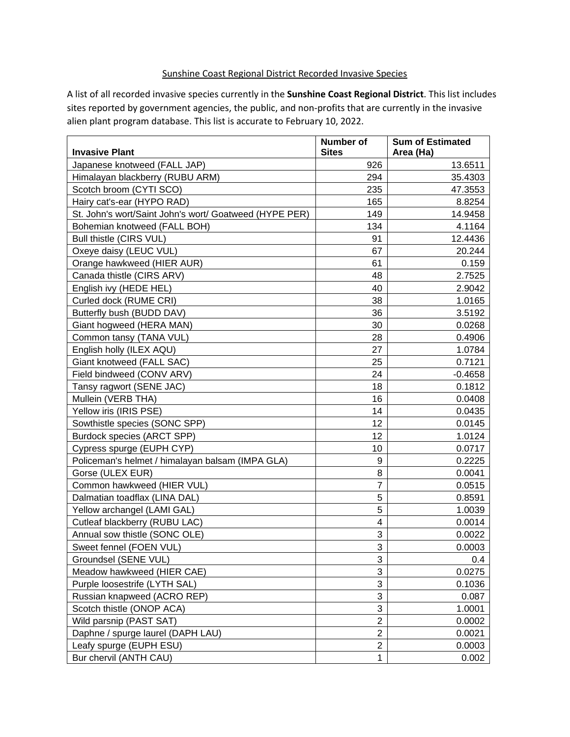Sunshine Coast Regional District Recorded Invasive Species

A list of all recorded invasive species currently in the **Sunshine Coast Regional District**. This list includes sites reported by government agencies, the public, and non-profits that are currently in the invasive alien plant program database. This list is accurate to February 10, 2022.

| Invasive Plant | Number of Sites | Sum of Estimated Area (Ha) |
|---|---|---|
| Japanese knotweed (FALL JAP) | 926 | 13.6511 |
| Himalayan blackberry (RUBU ARM) | 294 | 35.4303 |
| Scotch broom (CYTI SCO) | 235 | 47.3553 |
| Hairy cat's-ear (HYPO RAD) | 165 | 8.8254 |
| St. John's wort/Saint John's wort/ Goatweed (HYPE PER) | 149 | 14.9458 |
| Bohemian knotweed (FALL BOH) | 134 | 4.1164 |
| Bull thistle (CIRS VUL) | 91 | 12.4436 |
| Oxeye daisy (LEUC VUL) | 67 | 20.244 |
| Orange hawkweed (HIER AUR) | 61 | 0.159 |
| Canada thistle (CIRS ARV) | 48 | 2.7525 |
| English ivy (HEDE HEL) | 40 | 2.9042 |
| Curled dock (RUME CRI) | 38 | 1.0165 |
| Butterfly bush (BUDD DAV) | 36 | 3.5192 |
| Giant hogweed (HERA MAN) | 30 | 0.0268 |
| Common tansy (TANA VUL) | 28 | 0.4906 |
| English holly (ILEX AQU) | 27 | 1.0784 |
| Giant knotweed (FALL SAC) | 25 | 0.7121 |
| Field bindweed (CONV ARV) | 24 | -0.4658 |
| Tansy ragwort (SENE JAC) | 18 | 0.1812 |
| Mullein (VERB THA) | 16 | 0.0408 |
| Yellow iris (IRIS PSE) | 14 | 0.0435 |
| Sowthistle species (SONC SPP) | 12 | 0.0145 |
| Burdock species (ARCT SPP) | 12 | 1.0124 |
| Cypress spurge (EUPH CYP) | 10 | 0.0717 |
| Policeman's helmet / himalayan balsam (IMPA GLA) | 9 | 0.2225 |
| Gorse (ULEX EUR) | 8 | 0.0041 |
| Common hawkweed (HIER VUL) | 7 | 0.0515 |
| Dalmatian toadflax (LINA DAL) | 5 | 0.8591 |
| Yellow archangel (LAMI GAL) | 5 | 1.0039 |
| Cutleaf blackberry (RUBU LAC) | 4 | 0.0014 |
| Annual sow thistle (SONC OLE) | 3 | 0.0022 |
| Sweet fennel (FOEN VUL) | 3 | 0.0003 |
| Groundsel (SENE VUL) | 3 | 0.4 |
| Meadow hawkweed (HIER CAE) | 3 | 0.0275 |
| Purple loosestrife (LYTH SAL) | 3 | 0.1036 |
| Russian knapweed (ACRO REP) | 3 | 0.087 |
| Scotch thistle (ONOP ACA) | 3 | 1.0001 |
| Wild parsnip (PAST SAT) | 2 | 0.0002 |
| Daphne / spurge laurel (DAPH LAU) | 2 | 0.0021 |
| Leafy spurge (EUPH ESU) | 2 | 0.0003 |
| Bur chervil (ANTH CAU) | 1 | 0.002 |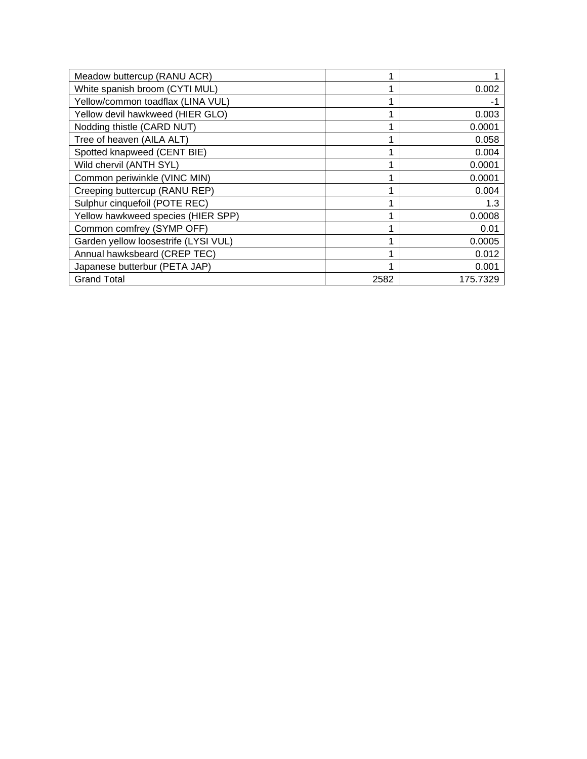| | | |
|---|---|---|
| Meadow buttercup (RANU ACR) | 1 | 1 |
| White spanish broom (CYTI MUL) | 1 | 0.002 |
| Yellow/common toadflax (LINA VUL) | 1 | -1 |
| Yellow devil hawkweed (HIER GLO) | 1 | 0.003 |
| Nodding thistle (CARD NUT) | 1 | 0.0001 |
| Tree of heaven (AILA ALT) | 1 | 0.058 |
| Spotted knapweed (CENT BIE) | 1 | 0.004 |
| Wild chervil (ANTH SYL) | 1 | 0.0001 |
| Common periwinkle (VINC MIN) | 1 | 0.0001 |
| Creeping buttercup (RANU REP) | 1 | 0.004 |
| Sulphur cinquefoil (POTE REC) | 1 | 1.3 |
| Yellow hawkweed species (HIER SPP) | 1 | 0.0008 |
| Common comfrey (SYMP OFF) | 1 | 0.01 |
| Garden yellow loosestrife (LYSI VUL) | 1 | 0.0005 |
| Annual hawksbeard (CREP TEC) | 1 | 0.012 |
| Japanese butterbur (PETA JAP) | 1 | 0.001 |
| Grand Total | 2582 | 175.7329 |